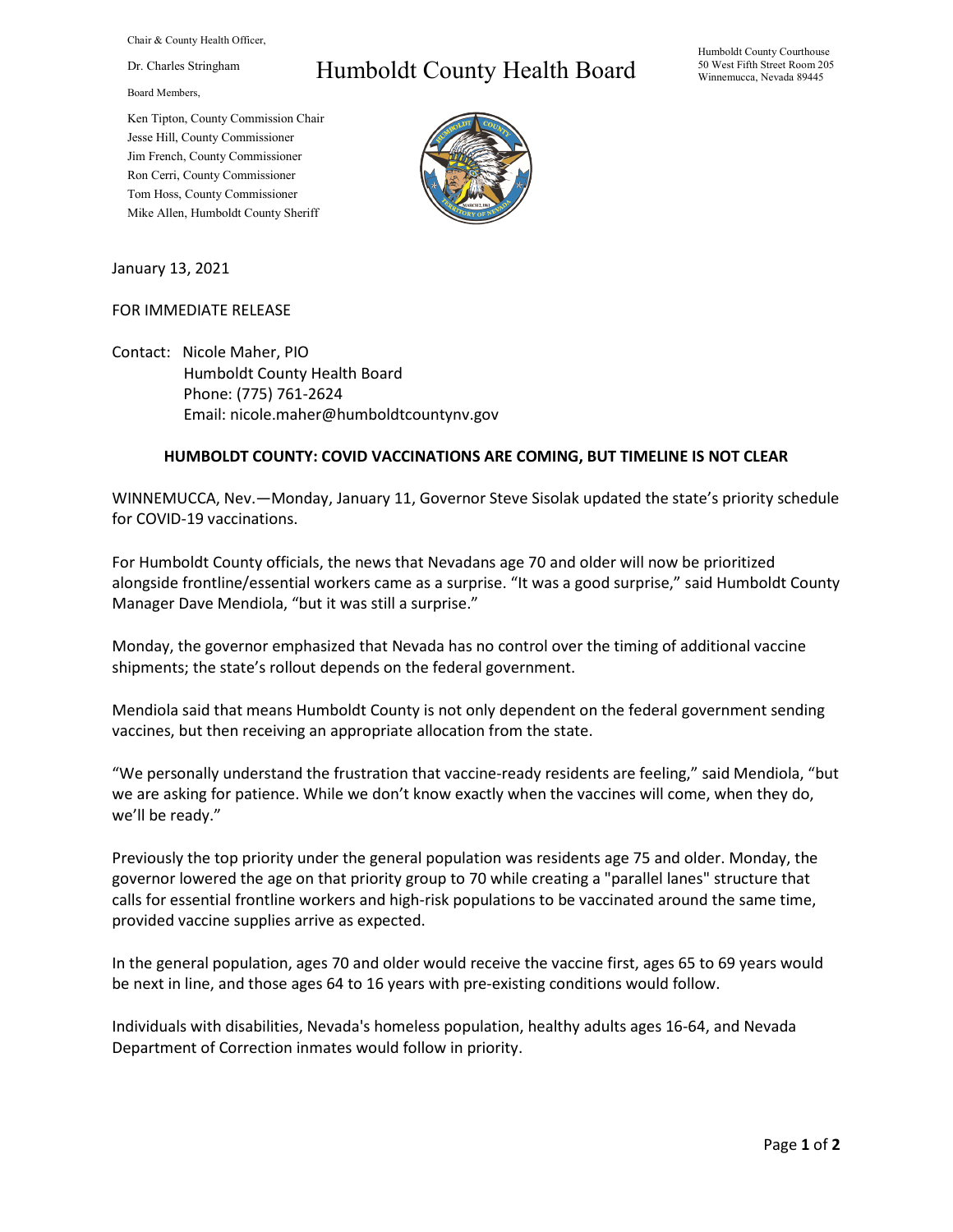Chair & County Health Officer,

Dr. Charles Stringham

Board Members,

Ken Tipton, County Commission Chair
Jesse Hill, County Commissioner
Jim French, County Commissioner
Ron Cerri, County Commissioner
Tom Hoss, County Commissioner
Mike Allen, Humboldt County Sheriff

# Humboldt County Health Board

Humboldt County Courthouse
50 West Fifth Street Room 205
Winnemucca, Nevada 89445

January 13, 2021

FOR IMMEDIATE RELEASE

Contact: Nicole Maher, PIO
Humboldt County Health Board
Phone: (775) 761-2624
Email: nicole.maher@humboldtcountynv.gov

## HUMBOLDT COUNTY: COVID VACCINATIONS ARE COMING, BUT TIMELINE IS NOT CLEAR

WINNEMUCCA, Nev.—Monday, January 11, Governor Steve Sisolak updated the state's priority schedule for COVID-19 vaccinations.

For Humboldt County officials, the news that Nevadans age 70 and older will now be prioritized alongside frontline/essential workers came as a surprise. "It was a good surprise," said Humboldt County Manager Dave Mendiola, "but it was still a surprise."

Monday, the governor emphasized that Nevada has no control over the timing of additional vaccine shipments; the state's rollout depends on the federal government.

Mendiola said that means Humboldt County is not only dependent on the federal government sending vaccines, but then receiving an appropriate allocation from the state.

"We personally understand the frustration that vaccine-ready residents are feeling," said Mendiola, "but we are asking for patience. While we don't know exactly when the vaccines will come, when they do, we'll be ready."

Previously the top priority under the general population was residents age 75 and older. Monday, the governor lowered the age on that priority group to 70 while creating a "parallel lanes" structure that calls for essential frontline workers and high-risk populations to be vaccinated around the same time, provided vaccine supplies arrive as expected.

In the general population, ages 70 and older would receive the vaccine first, ages 65 to 69 years would be next in line, and those ages 64 to 16 years with pre-existing conditions would follow.

Individuals with disabilities, Nevada's homeless population, healthy adults ages 16-64, and Nevada Department of Correction inmates would follow in priority.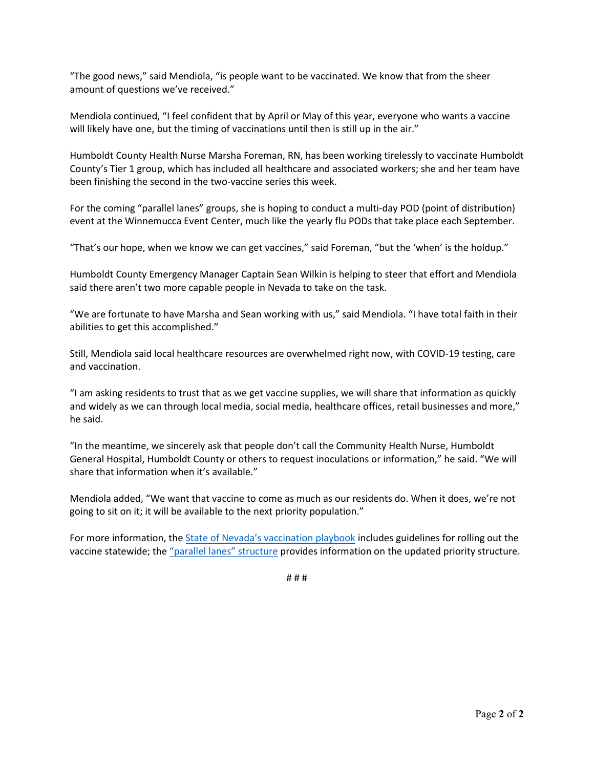"The good news," said Mendiola, "is people want to be vaccinated. We know that from the sheer amount of questions we've received."

Mendiola continued, "I feel confident that by April or May of this year, everyone who wants a vaccine will likely have one, but the timing of vaccinations until then is still up in the air."

Humboldt County Health Nurse Marsha Foreman, RN, has been working tirelessly to vaccinate Humboldt County's Tier 1 group, which has included all healthcare and associated workers; she and her team have been finishing the second in the two-vaccine series this week.

For the coming "parallel lanes" groups, she is hoping to conduct a multi-day POD (point of distribution) event at the Winnemucca Event Center, much like the yearly flu PODs that take place each September.

"That's our hope, when we know we can get vaccines," said Foreman, "but the 'when' is the holdup."

Humboldt County Emergency Manager Captain Sean Wilkin is helping to steer that effort and Mendiola said there aren't two more capable people in Nevada to take on the task.

"We are fortunate to have Marsha and Sean working with us," said Mendiola. "I have total faith in their abilities to get this accomplished."

Still, Mendiola said local healthcare resources are overwhelmed right now, with COVID-19 testing, care and vaccination.

"I am asking residents to trust that as we get vaccine supplies, we will share that information as quickly and widely as we can through local media, social media, healthcare offices, retail businesses and more," he said.

"In the meantime, we sincerely ask that people don't call the Community Health Nurse, Humboldt General Hospital, Humboldt County or others to request inoculations or information," he said. "We will share that information when it's available."

Mendiola added, "We want that vaccine to come as much as our residents do. When it does, we're not going to sit on it; it will be available to the next priority population."

For more information, the State of Nevada's vaccination playbook includes guidelines for rolling out the vaccine statewide; the "parallel lanes" structure provides information on the updated priority structure.

# # #